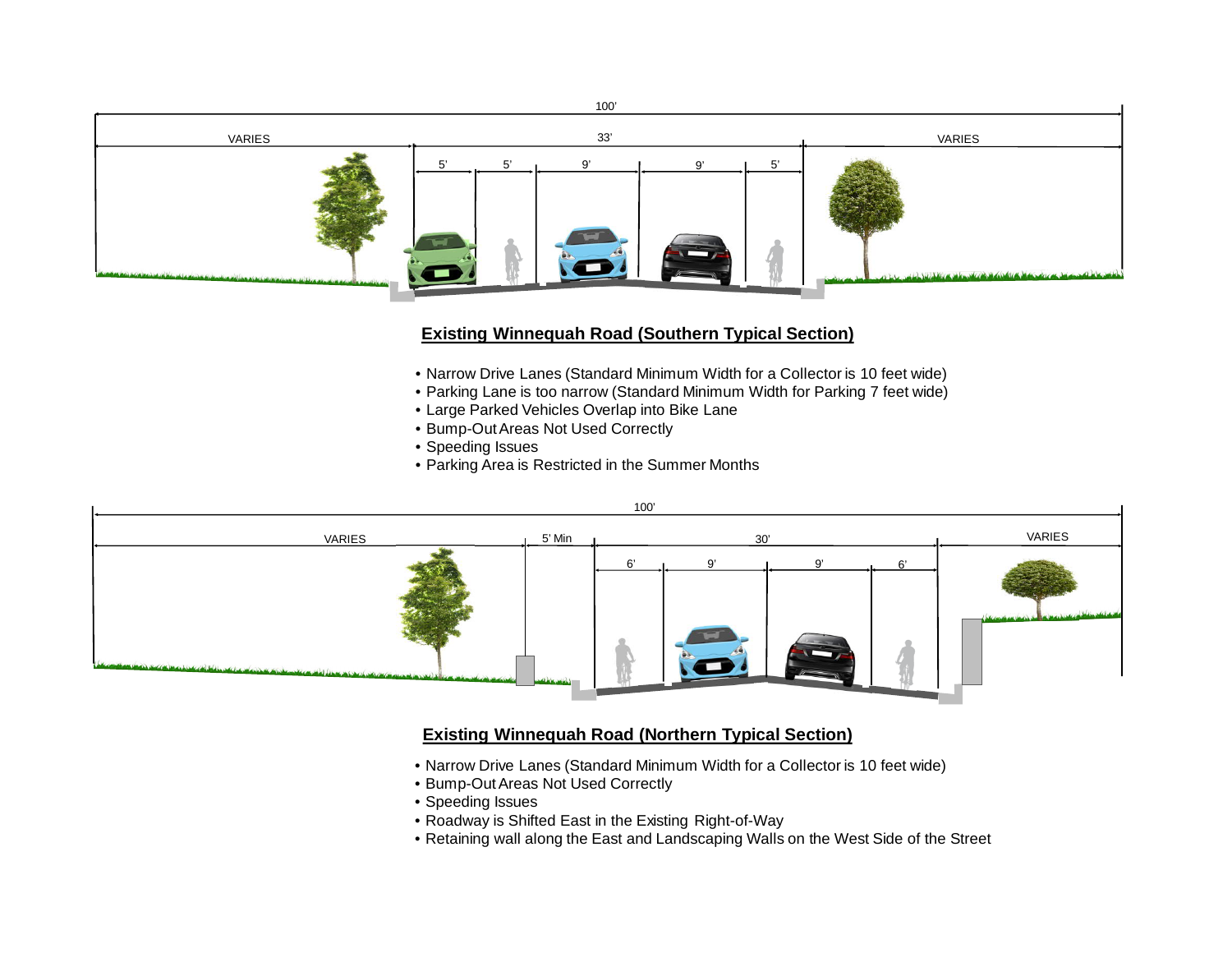100'

VARIES | 33' | VARIES

5' | 5' | 9' | 9' | 5'

## Existing Winnequah Road (Southern Typical Section)

- Narrow Drive Lanes (Standard Minimum Width for a Collector is 10 feet wide)
- Parking Lane is too narrow (Standard Minimum Width for Parking 7 feet wide)
- Large Parked Vehicles Overlap into Bike Lane
- Bump-Out Areas Not Used Correctly
- Speeding Issues
- Parking Area is Restricted in the Summer Months

100'

VARIES | 5' Min | 30' | VARIES

6' | 9' | 9' | 6'

## Existing Winnequah Road (Northern Typical Section)

- Narrow Drive Lanes (Standard Minimum Width for a Collector is 10 feet wide)
- Bump-Out Areas Not Used Correctly
- Speeding Issues
- Roadway is Shifted East in the Existing Right-of-Way
- Retaining wall along the East and Landscaping Walls on the West Side of the Street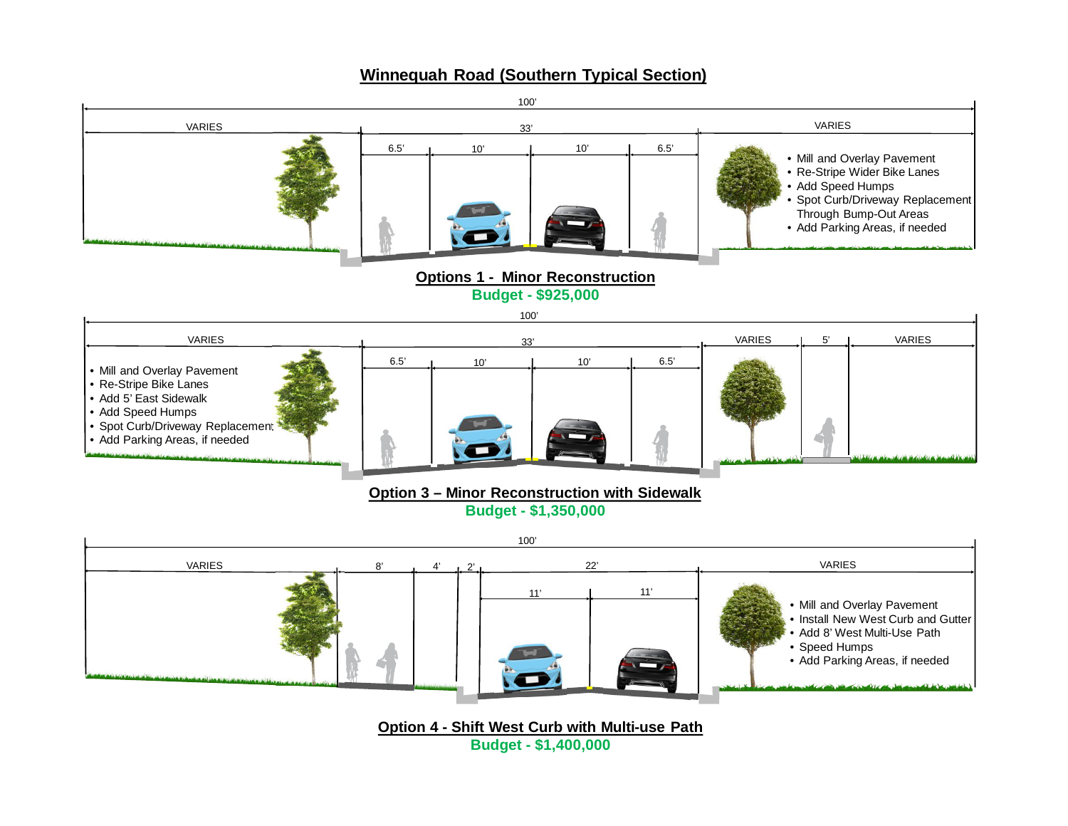# Winnequah Road (Southern Typical Section)

100'

VARIES | 33' | VARIES

6.5' | 10' | 10' | 6.5'

- Mill and Overlay Pavement
- Re-Stripe Wider Bike Lanes
- Add Speed Humps
- Spot Curb/Driveway Replacement Through Bump-Out Areas
- Add Parking Areas, if needed

## Options 1 - Minor Reconstruction

**Budget - $925,000**

100'

VARIES | 33' | VARIES | 5' | VARIES

6.5' | 10' | 10' | 6.5'

- Mill and Overlay Pavement
- Re-Stripe Bike Lanes
- Add 5' East Sidewalk
- Add Speed Humps
- Spot Curb/Driveway Replacement
- Add Parking Areas, if needed

## Option 3 – Minor Reconstruction with Sidewalk

**Budget - $1,350,000**

100'

VARIES | 8' | 4' | 2' | 22' | VARIES

11' | 11'

- Mill and Overlay Pavement
- Install New West Curb and Gutter
- Add 8' West Multi-Use Path
- Speed Humps
- Add Parking Areas, if needed

## Option 4 - Shift West Curb with Multi-use Path

**Budget - $1,400,000**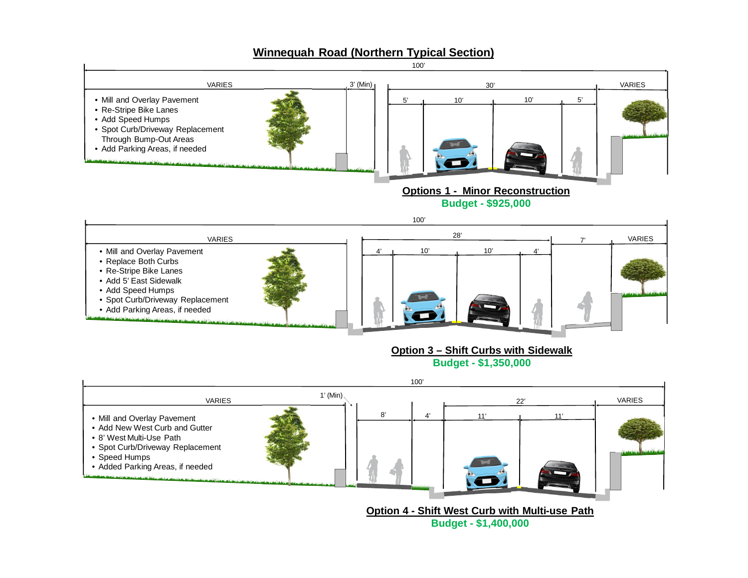# Winnequah Road (Northern Typical Section)

100'

VARIES

3' (Min)

30'

5'

10'

10'

5'

VARIES

- Mill and Overlay Pavement
- Re-Stripe Bike Lanes
- Add Speed Humps
- Spot Curb/Driveway Replacement Through Bump-Out Areas
- Add Parking Areas, if needed

**Options 1 - Minor Reconstruction**

**Budget - $925,000**

100'

VARIES

28'

4'

10'

10'

4'

7'

VARIES

- Mill and Overlay Pavement
- Replace Both Curbs
- Re-Stripe Bike Lanes
- Add 5' East Sidewalk
- Add Speed Humps
- Spot Curb/Driveway Replacement
- Add Parking Areas, if needed

**Option 3 – Shift Curbs with Sidewalk**

**Budget - $1,350,000**

100'

VARIES

1' (Min)

8'

4'

22'

11'

11'

VARIES

- Mill and Overlay Pavement
- Add New West Curb and Gutter
- 8' West Multi-Use Path
- Spot Curb/Driveway Replacement
- Speed Humps
- Added Parking Areas, if needed

**Option 4 - Shift West Curb with Multi-use Path**

**Budget - $1,400,000**